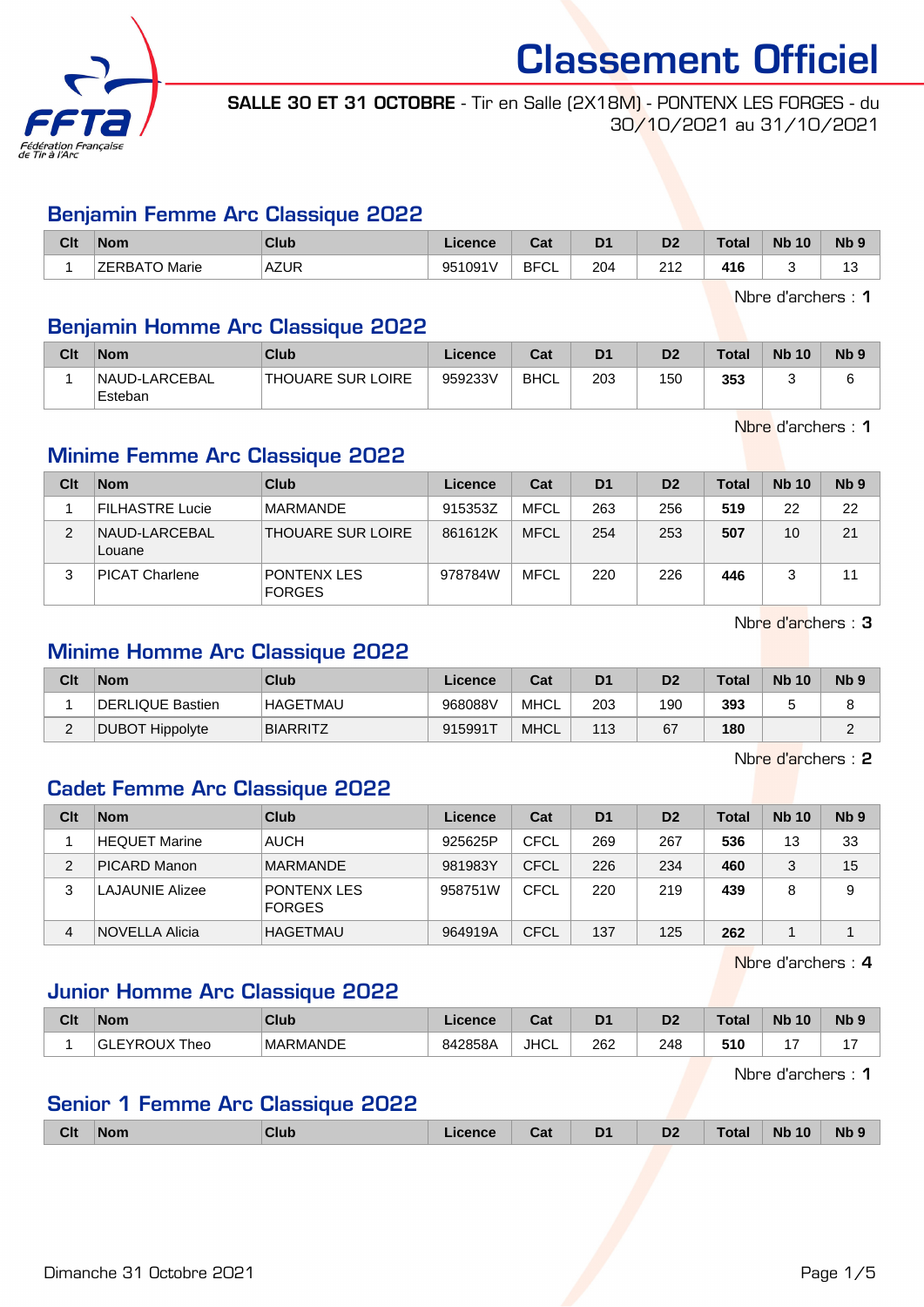# Classement Officiel

**SALLE 30 ET 31 OCTOBRE** - Tir en Salle (2X18M) - PONTENX LES FORGES - du 30/10/2021 au 31/10/2021

## Benjamin Femme Arc Classique 2022

| Clt | Nom | Club | Licence | Cat | D1 | D2 | Total | Nb 10 | Nb 9 |
|---|---|---|---|---|---|---|---|---|---|
| 1 | ZERBATO Marie | AZUR | 951091V | BFCL | 204 | 212 | **416** | 3 | 13 |

Nbre d'archers : **1**

## Benjamin Homme Arc Classique 2022

| Clt | Nom | Club | Licence | Cat | D1 | D2 | Total | Nb 10 | Nb 9 |
|---|---|---|---|---|---|---|---|---|---|
| 1 | NAUD-LARCEBAL Esteban | THOUARE SUR LOIRE | 959233V | BHCL | 203 | 150 | **353** | 3 | 6 |

Nbre d'archers : **1**

## Minime Femme Arc Classique 2022

| Clt | Nom | Club | Licence | Cat | D1 | D2 | Total | Nb 10 | Nb 9 |
|---|---|---|---|---|---|---|---|---|---|
| 1 | FILHASTRE Lucie | MARMANDE | 915353Z | MFCL | 263 | 256 | **519** | 22 | 22 |
| 2 | NAUD-LARCEBAL Louane | THOUARE SUR LOIRE | 861612K | MFCL | 254 | 253 | **507** | 10 | 21 |
| 3 | PICAT Charlene | PONTENX LES FORGES | 978784W | MFCL | 220 | 226 | **446** | 3 | 11 |

Nbre d'archers : **3**

## Minime Homme Arc Classique 2022

| Clt | Nom | Club | Licence | Cat | D1 | D2 | Total | Nb 10 | Nb 9 |
|---|---|---|---|---|---|---|---|---|---|
| 1 | DERLIQUE Bastien | HAGETMAU | 968088V | MHCL | 203 | 190 | **393** | 5 | 8 |
| 2 | DUBOT Hippolyte | BIARRITZ | 915991T | MHCL | 113 | 67 | **180** | | 2 |

Nbre d'archers : **2**

## Cadet Femme Arc Classique 2022

| Clt | Nom | Club | Licence | Cat | D1 | D2 | Total | Nb 10 | Nb 9 |
|---|---|---|---|---|---|---|---|---|---|
| 1 | HEQUET Marine | AUCH | 925625P | CFCL | 269 | 267 | **536** | 13 | 33 |
| 2 | PICARD Manon | MARMANDE | 981983Y | CFCL | 226 | 234 | **460** | 3 | 15 |
| 3 | LAJAUNIE Alizee | PONTENX LES FORGES | 958751W | CFCL | 220 | 219 | **439** | 8 | 9 |
| 4 | NOVELLA Alicia | HAGETMAU | 964919A | CFCL | 137 | 125 | **262** | 1 | 1 |

Nbre d'archers : **4**

## Junior Homme Arc Classique 2022

| Clt | Nom | Club | Licence | Cat | D1 | D2 | Total | Nb 10 | Nb 9 |
|---|---|---|---|---|---|---|---|---|---|
| 1 | GLEYROUX Theo | MARMANDE | 842858A | JHCL | 262 | 248 | **510** | 17 | 17 |

Nbre d'archers : **1**

## Senior 1 Femme Arc Classique 2022

| Clt | Nom | Club | Licence | Cat | D1 | D2 | Total | Nb 10 | Nb 9 |
|---|---|---|---|---|---|---|---|---|---|

Dimanche 31 Octobre 2021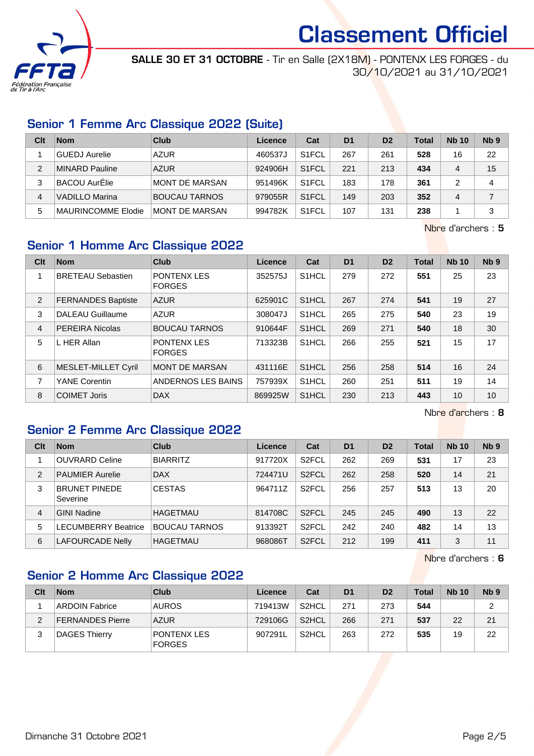# Classement Officiel

**SALLE 30 ET 31 OCTOBRE** - Tir en Salle (2X18M) - PONTENX LES FORGES - du 30/10/2021 au 31/10/2021

## Senior 1 Femme Arc Classique 2022 (Suite)

| Clt | Nom | Club | Licence | Cat | D1 | D2 | Total | Nb 10 | Nb 9 |
|---|---|---|---|---|---|---|---|---|---|
| 1 | GUEDJ Aurelie | AZUR | 460537J | S1FCL | 267 | 261 | **528** | 16 | 22 |
| 2 | MINARD Pauline | AZUR | 924906H | S1FCL | 221 | 213 | **434** | 4 | 15 |
| 3 | BACOU AurÉlie | MONT DE MARSAN | 951496K | S1FCL | 183 | 178 | **361** | 2 | 4 |
| 4 | VADILLO Marina | BOUCAU TARNOS | 979055R | S1FCL | 149 | 203 | **352** | 4 | 7 |
| 5 | MAURINCOMME Elodie | MONT DE MARSAN | 994782K | S1FCL | 107 | 131 | **238** | 1 | 3 |

Nbre d'archers : **5**

## Senior 1 Homme Arc Classique 2022

| Clt | Nom | Club | Licence | Cat | D1 | D2 | Total | Nb 10 | Nb 9 |
|---|---|---|---|---|---|---|---|---|---|
| 1 | BRETEAU Sebastien | PONTENX LES FORGES | 352575J | S1HCL | 279 | 272 | **551** | 25 | 23 |
| 2 | FERNANDES Baptiste | AZUR | 625901C | S1HCL | 267 | 274 | **541** | 19 | 27 |
| 3 | DALEAU Guillaume | AZUR | 308047J | S1HCL | 265 | 275 | **540** | 23 | 19 |
| 4 | PEREIRA Nicolas | BOUCAU TARNOS | 910644F | S1HCL | 269 | 271 | **540** | 18 | 30 |
| 5 | L HER Allan | PONTENX LES FORGES | 713323B | S1HCL | 266 | 255 | **521** | 15 | 17 |
| 6 | MESLET-MILLET Cyril | MONT DE MARSAN | 431116E | S1HCL | 256 | 258 | **514** | 16 | 24 |
| 7 | YANE Corentin | ANDERNOS LES BAINS | 757939X | S1HCL | 260 | 251 | **511** | 19 | 14 |
| 8 | COIMET Joris | DAX | 869925W | S1HCL | 230 | 213 | **443** | 10 | 10 |

Nbre d'archers : **8**

## Senior 2 Femme Arc Classique 2022

| Clt | Nom | Club | Licence | Cat | D1 | D2 | Total | Nb 10 | Nb 9 |
|---|---|---|---|---|---|---|---|---|---|
| 1 | OUVRARD Celine | BIARRITZ | 917720X | S2FCL | 262 | 269 | **531** | 17 | 23 |
| 2 | PAUMIER Aurelie | DAX | 724471U | S2FCL | 262 | 258 | **520** | 14 | 21 |
| 3 | BRUNET PINEDE Severine | CESTAS | 964711Z | S2FCL | 256 | 257 | **513** | 13 | 20 |
| 4 | GINI Nadine | HAGETMAU | 814708C | S2FCL | 245 | 245 | **490** | 13 | 22 |
| 5 | LECUMBERRY Beatrice | BOUCAU TARNOS | 913392T | S2FCL | 242 | 240 | **482** | 14 | 13 |
| 6 | LAFOURCADE Nelly | HAGETMAU | 968086T | S2FCL | 212 | 199 | **411** | 3 | 11 |

Nbre d'archers : **6**

## Senior 2 Homme Arc Classique 2022

| Clt | Nom | Club | Licence | Cat | D1 | D2 | Total | Nb 10 | Nb 9 |
|---|---|---|---|---|---|---|---|---|---|
| 1 | ARDOIN Fabrice | AUROS | 719413W | S2HCL | 271 | 273 | **544** | | 2 |
| 2 | FERNANDES Pierre | AZUR | 729106G | S2HCL | 266 | 271 | **537** | 22 | 21 |
| 3 | DAGES Thierry | PONTENX LES FORGES | 907291L | S2HCL | 263 | 272 | **535** | 19 | 22 |

Dimanche 31 Octobre 2021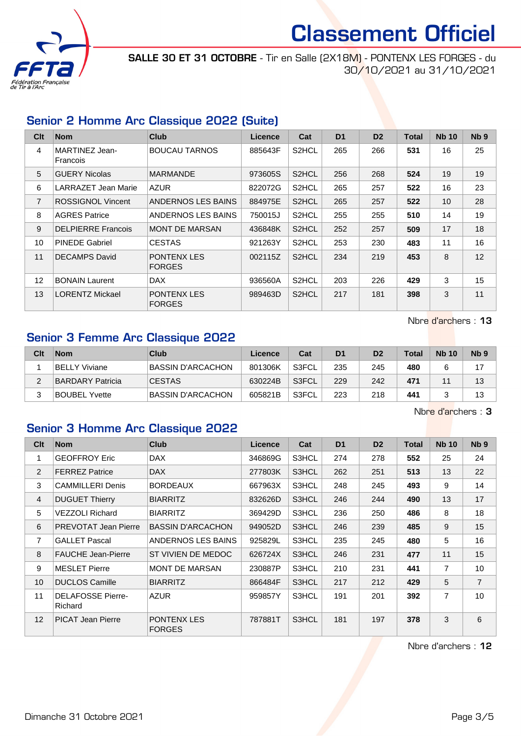# Classement Officiel

**SALLE 30 ET 31 OCTOBRE** - Tir en Salle (2X18M) - PONTENX LES FORGES - du 30/10/2021 au 31/10/2021

## Senior 2 Homme Arc Classique 2022 (Suite)

| Clt | Nom | Club | Licence | Cat | D1 | D2 | Total | Nb 10 | Nb 9 |
|---|---|---|---|---|---|---|---|---|---|
| 4 | MARTINEZ Jean-Francois | BOUCAU TARNOS | 885643F | S2HCL | 265 | 266 | **531** | 16 | 25 |
| 5 | GUERY Nicolas | MARMANDE | 973605S | S2HCL | 256 | 268 | **524** | 19 | 19 |
| 6 | LARRAZET Jean Marie | AZUR | 822072G | S2HCL | 265 | 257 | **522** | 16 | 23 |
| 7 | ROSSIGNOL Vincent | ANDERNOS LES BAINS | 884975E | S2HCL | 265 | 257 | **522** | 10 | 28 |
| 8 | AGRES Patrice | ANDERNOS LES BAINS | 750015J | S2HCL | 255 | 255 | **510** | 14 | 19 |
| 9 | DELPIERRE Francois | MONT DE MARSAN | 436848K | S2HCL | 252 | 257 | **509** | 17 | 18 |
| 10 | PINEDE Gabriel | CESTAS | 921263Y | S2HCL | 253 | 230 | **483** | 11 | 16 |
| 11 | DECAMPS David | PONTENX LES FORGES | 002115Z | S2HCL | 234 | 219 | **453** | 8 | 12 |
| 12 | BONAIN Laurent | DAX | 936560A | S2HCL | 203 | 226 | **429** | 3 | 15 |
| 13 | LORENTZ Mickael | PONTENX LES FORGES | 989463D | S2HCL | 217 | 181 | **398** | 3 | 11 |

Nbre d'archers : **13**

## Senior 3 Femme Arc Classique 2022

| Clt | Nom | Club | Licence | Cat | D1 | D2 | Total | Nb 10 | Nb 9 |
|---|---|---|---|---|---|---|---|---|---|
| 1 | BELLY Viviane | BASSIN D'ARCACHON | 801306K | S3FCL | 235 | 245 | **480** | 6 | 17 |
| 2 | BARDARY Patricia | CESTAS | 630224B | S3FCL | 229 | 242 | **471** | 11 | 13 |
| 3 | BOUBEL Yvette | BASSIN D'ARCACHON | 605821B | S3FCL | 223 | 218 | **441** | 3 | 13 |

Nbre d'archers : **3**

## Senior 3 Homme Arc Classique 2022

| Clt | Nom | Club | Licence | Cat | D1 | D2 | Total | Nb 10 | Nb 9 |
|---|---|---|---|---|---|---|---|---|---|
| 1 | GEOFFROY Eric | DAX | 346869G | S3HCL | 274 | 278 | **552** | 25 | 24 |
| 2 | FERREZ Patrice | DAX | 277803K | S3HCL | 262 | 251 | **513** | 13 | 22 |
| 3 | CAMMILLERI Denis | BORDEAUX | 667963X | S3HCL | 248 | 245 | **493** | 9 | 14 |
| 4 | DUGUET Thierry | BIARRITZ | 832626D | S3HCL | 246 | 244 | **490** | 13 | 17 |
| 5 | VEZZOLI Richard | BIARRITZ | 369429D | S3HCL | 236 | 250 | **486** | 8 | 18 |
| 6 | PREVOTAT Jean Pierre | BASSIN D'ARCACHON | 949052D | S3HCL | 246 | 239 | **485** | 9 | 15 |
| 7 | GALLET Pascal | ANDERNOS LES BAINS | 925829L | S3HCL | 235 | 245 | **480** | 5 | 16 |
| 8 | FAUCHE Jean-Pierre | ST VIVIEN DE MEDOC | 626724X | S3HCL | 246 | 231 | **477** | 11 | 15 |
| 9 | MESLET Pierre | MONT DE MARSAN | 230887P | S3HCL | 210 | 231 | **441** | 7 | 10 |
| 10 | DUCLOS Camille | BIARRITZ | 866484F | S3HCL | 217 | 212 | **429** | 5 | 7 |
| 11 | DELAFOSSE Pierre-Richard | AZUR | 959857Y | S3HCL | 191 | 201 | **392** | 7 | 10 |
| 12 | PICAT Jean Pierre | PONTENX LES FORGES | 787881T | S3HCL | 181 | 197 | **378** | 3 | 6 |

Nbre d'archers : **12**

Dimanche 31 Octobre 2021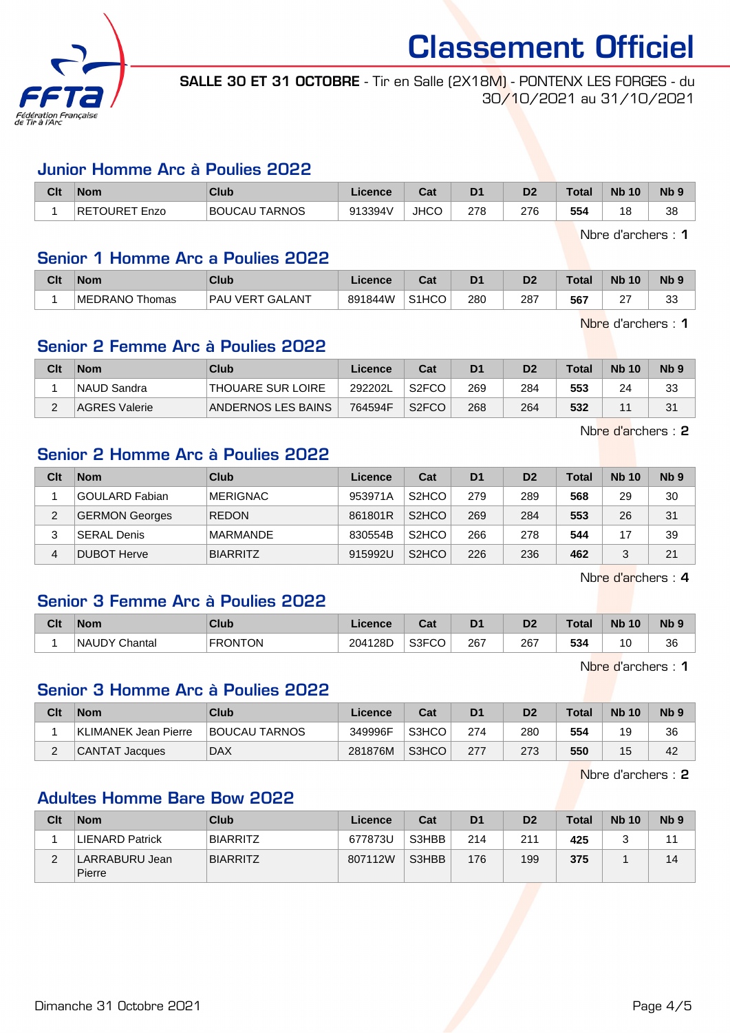# Classement Officiel

**SALLE 30 ET 31 OCTOBRE** - Tir en Salle (2X18M) - PONTENX LES FORGES - du 30/10/2021 au 31/10/2021

## Junior Homme Arc à Poulies 2022

| Clt | Nom | Club | Licence | Cat | D1 | D2 | Total | Nb 10 | Nb 9 |
|---|---|---|---|---|---|---|---|---|---|
| 1 | RETOURET Enzo | BOUCAU TARNOS | 913394V | JHCO | 278 | 276 | **554** | 18 | 38 |

Nbre d'archers : **1**

## Senior 1 Homme Arc a Poulies 2022

| Clt | Nom | Club | Licence | Cat | D1 | D2 | Total | Nb 10 | Nb 9 |
|---|---|---|---|---|---|---|---|---|---|
| 1 | MEDRANO Thomas | PAU VERT GALANT | 891844W | S1HCO | 280 | 287 | **567** | 27 | 33 |

Nbre d'archers : **1**

## Senior 2 Femme Arc à Poulies 2022

| Clt | Nom | Club | Licence | Cat | D1 | D2 | Total | Nb 10 | Nb 9 |
|---|---|---|---|---|---|---|---|---|---|
| 1 | NAUD Sandra | THOUARE SUR LOIRE | 292202L | S2FCO | 269 | 284 | **553** | 24 | 33 |
| 2 | AGRES Valerie | ANDERNOS LES BAINS | 764594F | S2FCO | 268 | 264 | **532** | 11 | 31 |

Nbre d'archers : **2**

## Senior 2 Homme Arc à Poulies 2022

| Clt | Nom | Club | Licence | Cat | D1 | D2 | Total | Nb 10 | Nb 9 |
|---|---|---|---|---|---|---|---|---|---|
| 1 | GOULARD Fabian | MERIGNAC | 953971A | S2HCO | 279 | 289 | **568** | 29 | 30 |
| 2 | GERMON Georges | REDON | 861801R | S2HCO | 269 | 284 | **553** | 26 | 31 |
| 3 | SERAL Denis | MARMANDE | 830554B | S2HCO | 266 | 278 | **544** | 17 | 39 |
| 4 | DUBOT Herve | BIARRITZ | 915992U | S2HCO | 226 | 236 | **462** | 3 | 21 |

Nbre d'archers : **4**

## Senior 3 Femme Arc à Poulies 2022

| Clt | Nom | Club | Licence | Cat | D1 | D2 | Total | Nb 10 | Nb 9 |
|---|---|---|---|---|---|---|---|---|---|
| 1 | NAUDY Chantal | FRONTON | 204128D | S3FCO | 267 | 267 | **534** | 10 | 36 |

Nbre d'archers : **1**

## Senior 3 Homme Arc à Poulies 2022

| Clt | Nom | Club | Licence | Cat | D1 | D2 | Total | Nb 10 | Nb 9 |
|---|---|---|---|---|---|---|---|---|---|
| 1 | KLIMANEK Jean Pierre | BOUCAU TARNOS | 349996F | S3HCO | 274 | 280 | **554** | 19 | 36 |
| 2 | CANTAT Jacques | DAX | 281876M | S3HCO | 277 | 273 | **550** | 15 | 42 |

Nbre d'archers : **2**

## Adultes Homme Bare Bow 2022

| Clt | Nom | Club | Licence | Cat | D1 | D2 | Total | Nb 10 | Nb 9 |
|---|---|---|---|---|---|---|---|---|---|
| 1 | LIENARD Patrick | BIARRITZ | 677873U | S3HBB | 214 | 211 | **425** | 3 | 11 |
| 2 | LARRABURU Jean Pierre | BIARRITZ | 807112W | S3HBB | 176 | 199 | **375** | 1 | 14 |

Dimanche 31 Octobre 2021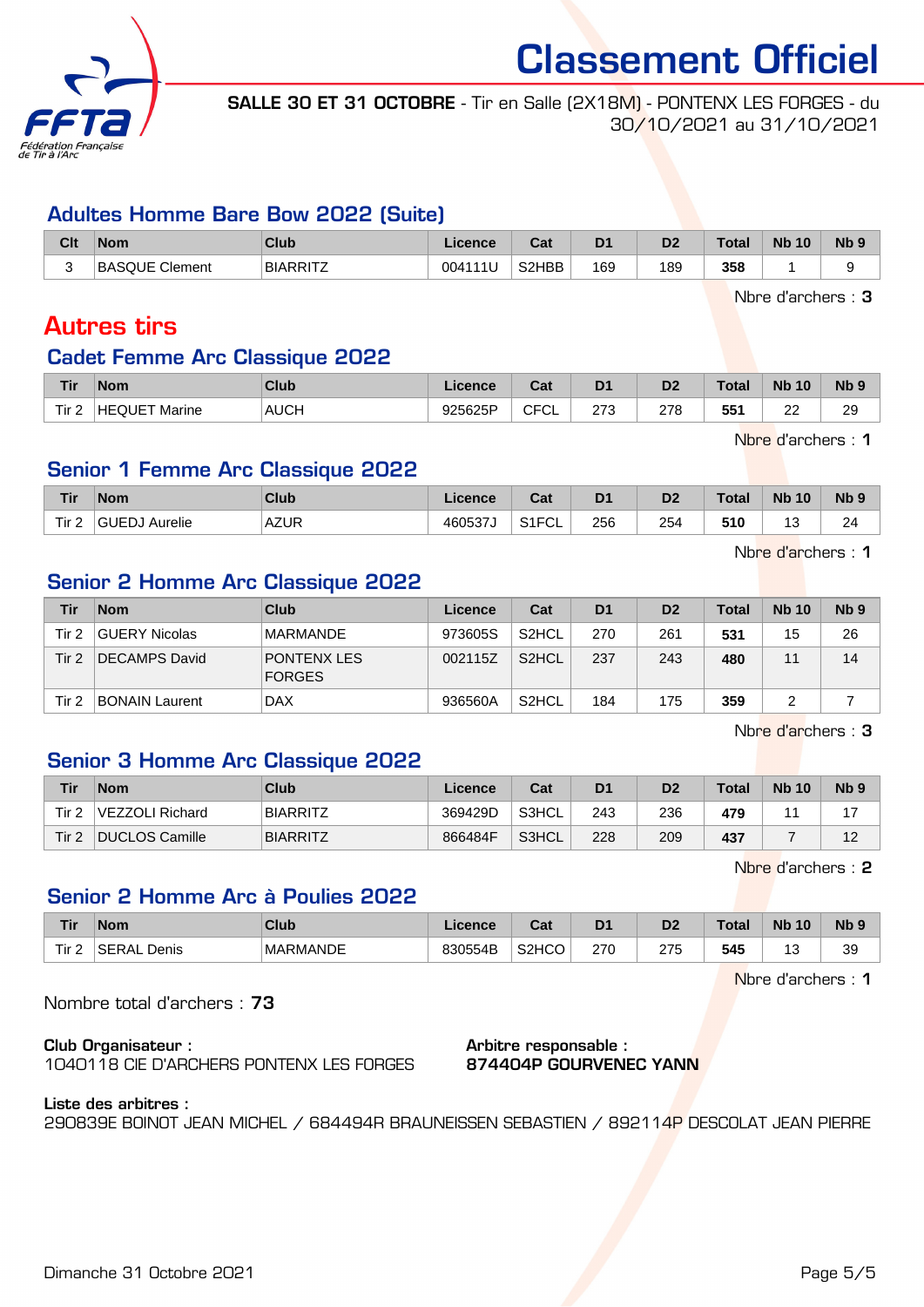# Classement Officiel

**SALLE 30 ET 31 OCTOBRE** - Tir en Salle (2X18M) - PONTENX LES FORGES - du 30/10/2021 au 31/10/2021

## Adultes Homme Bare Bow 2022 (Suite)

| Clt | Nom | Club | Licence | Cat | D1 | D2 | Total | Nb 10 | Nb 9 |
|---|---|---|---|---|---|---|---|---|---|
| 3 | BASQUE Clement | BIARRITZ | 004111U | S2HBB | 169 | 189 | **358** | 1 | 9 |

Nbre d'archers : **3**

# Autres tirs

## Cadet Femme Arc Classique 2022

| Tir | Nom | Club | Licence | Cat | D1 | D2 | Total | Nb 10 | Nb 9 |
|---|---|---|---|---|---|---|---|---|---|
| Tir 2 | HEQUET Marine | AUCH | 925625P | CFCL | 273 | 278 | **551** | 22 | 29 |

Nbre d'archers : **1**

## Senior 1 Femme Arc Classique 2022

| Tir | Nom | Club | Licence | Cat | D1 | D2 | Total | Nb 10 | Nb 9 |
|---|---|---|---|---|---|---|---|---|---|
| Tir 2 | GUEDJ Aurelie | AZUR | 460537J | S1FCL | 256 | 254 | **510** | 13 | 24 |

Nbre d'archers : **1**

## Senior 2 Homme Arc Classique 2022

| Tir | Nom | Club | Licence | Cat | D1 | D2 | Total | Nb 10 | Nb 9 |
|---|---|---|---|---|---|---|---|---|---|
| Tir 2 | GUERY Nicolas | MARMANDE | 973605S | S2HCL | 270 | 261 | **531** | 15 | 26 |
| Tir 2 | DECAMPS David | PONTENX LES FORGES | 002115Z | S2HCL | 237 | 243 | **480** | 11 | 14 |
| Tir 2 | BONAIN Laurent | DAX | 936560A | S2HCL | 184 | 175 | **359** | 2 | 7 |

Nbre d'archers : **3**

## Senior 3 Homme Arc Classique 2022

| Tir | Nom | Club | Licence | Cat | D1 | D2 | Total | Nb 10 | Nb 9 |
|---|---|---|---|---|---|---|---|---|---|
| Tir 2 | VEZZOLI Richard | BIARRITZ | 369429D | S3HCL | 243 | 236 | **479** | 11 | 17 |
| Tir 2 | DUCLOS Camille | BIARRITZ | 866484F | S3HCL | 228 | 209 | **437** | 7 | 12 |

Nbre d'archers : **2**

## Senior 2 Homme Arc à Poulies 2022

| Tir | Nom | Club | Licence | Cat | D1 | D2 | Total | Nb 10 | Nb 9 |
|---|---|---|---|---|---|---|---|---|---|
| Tir 2 | SERAL Denis | MARMANDE | 830554B | S2HCO | 270 | 275 | **545** | 13 | 39 |

Nbre d'archers : **1**

Nombre total d'archers : **73**

**Club Organisateur :**
1040118 CIE D'ARCHERS PONTENX LES FORGES

**Arbitre responsable :**
**874404P GOURVENEC YANN**

**Liste des arbitres :**
290839E BOINOT JEAN MICHEL / 684494R BRAUNEISSEN SEBASTIEN / 892114P DESCOLAT JEAN PIERRE

Dimanche 31 Octobre 2021